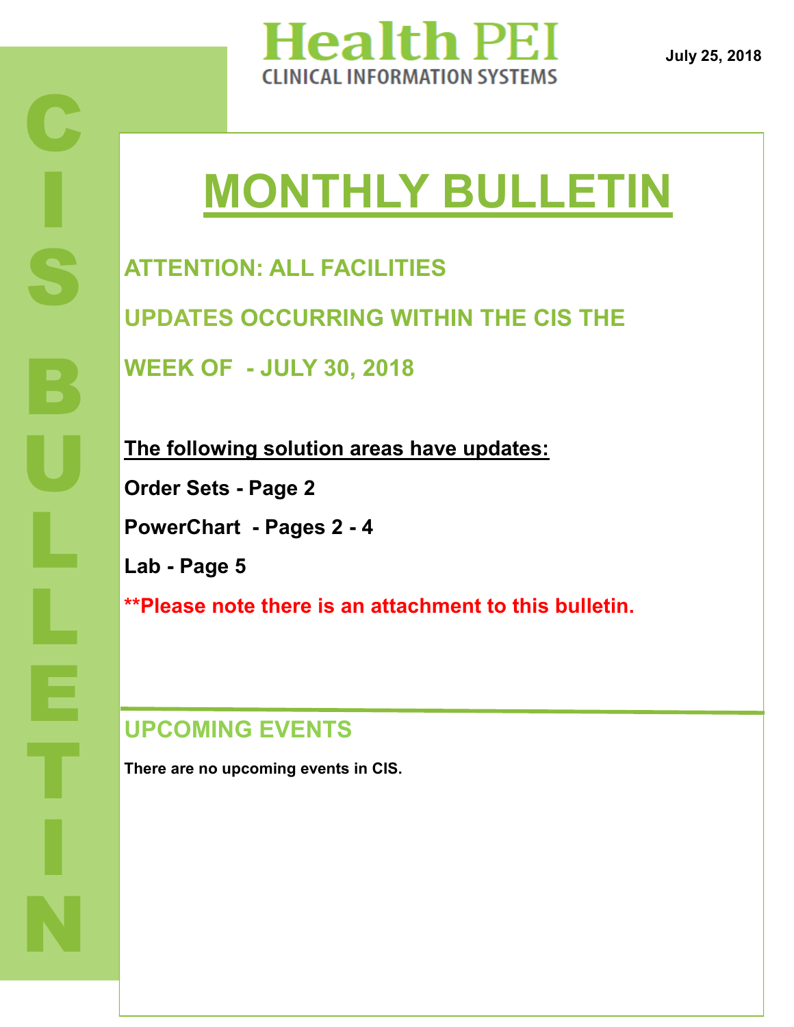# Health PEI

CLINICAL INFORMATION SYSTEMS

July 25, 2018

CIS BULLETIN

# MONTHLY BULLETIN

## ATTENTION: ALL FACILITIES

## UPDATES OCCURRING WITHIN THE CIS THE WEEK OF - JULY 30, 2018

**The following solution areas have updates:**

**Order Sets - Page 2**

**PowerChart - Pages 2 - 4**

**Lab - Page 5**

****Please note there is an attachment to this bulletin.**

## UPCOMING EVENTS

**There are no upcoming events in CIS.**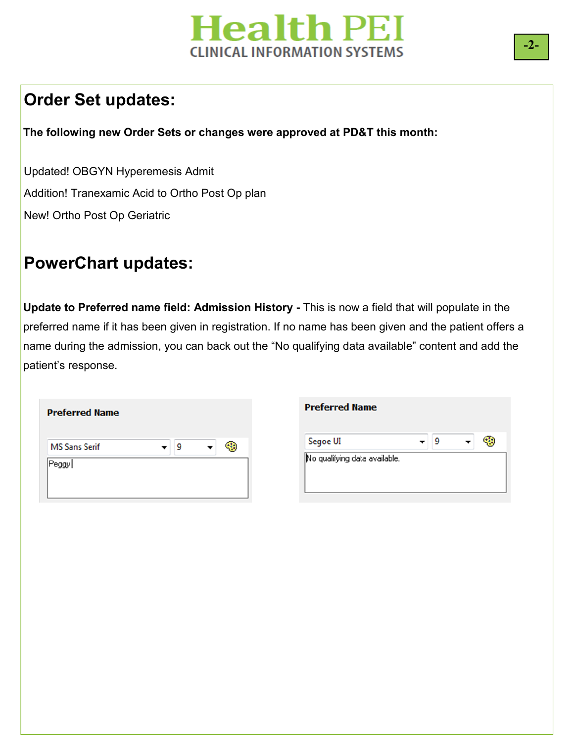## Order Set updates:

**The following new Order Sets or changes were approved at PD&T this month:**

Updated! OBGYN Hyperemesis Admit

Addition! Tranexamic Acid to Ortho Post Op plan

New! Ortho Post Op Geriatric

## PowerChart updates:

**Update to Preferred name field: Admission History -** This is now a field that will populate in the preferred name if it has been given in registration. If no name has been given and the patient offers a name during the admission, you can back out the "No qualifying data available" content and add the patient's response.

**Preferred Name**

MS Sans Serif | 9

Peggy

**Preferred Name**

Segoe UI | 9

No qualifying data available.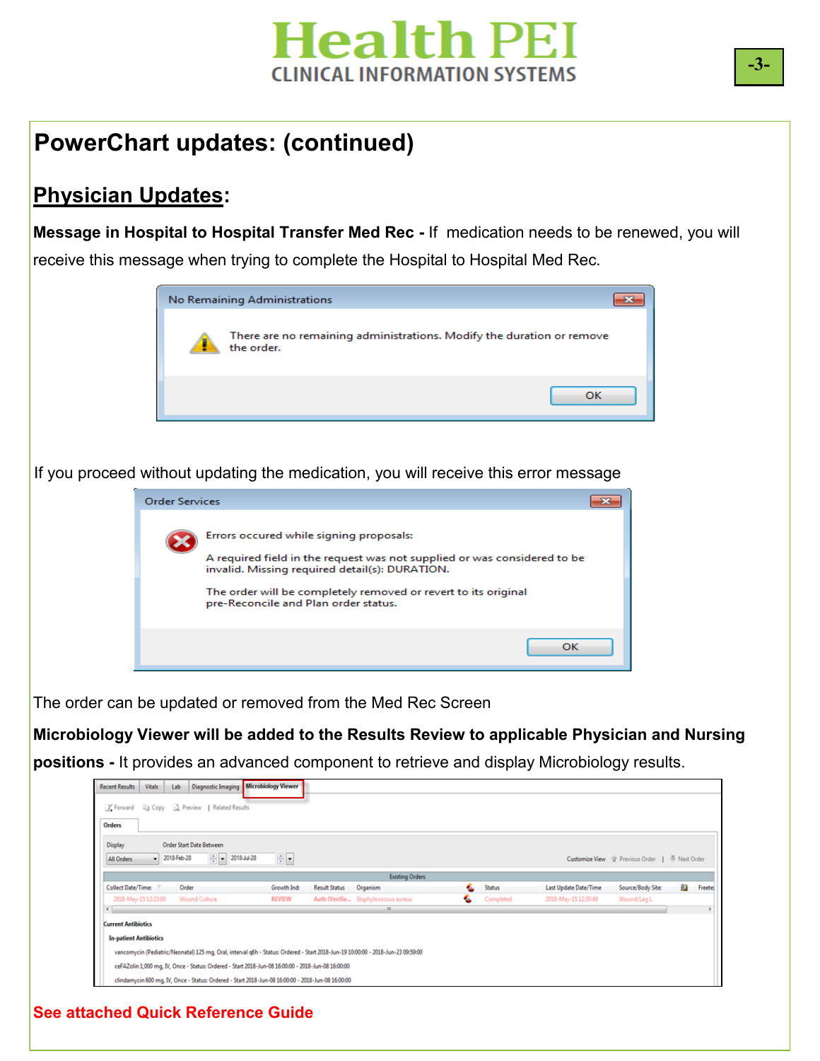# PowerChart updates: (continued)

## Physician Updates:

**Message in Hospital to Hospital Transfer Med Rec -** If medication needs to be renewed, you will receive this message when trying to complete the Hospital to Hospital Med Rec.

No Remaining Administrations

There are no remaining administrations. Modify the duration or remove the order.

OK

If you proceed without updating the medication, you will receive this error message

Order Services

Errors occured while signing proposals:

A required field in the request was not supplied or was considered to be invalid. Missing required detail(s): DURATION.

The order will be completely removed or revert to its original pre-Reconcile and Plan order status.

OK

The order can be updated or removed from the Med Rec Screen

**Microbiology Viewer will be added to the Results Review to applicable Physician and Nursing positions -** It provides an advanced component to retrieve and display Microbiology results.

Recent Results | Vitals | Lab | Diagnostic Imaging | Microbiology Viewer

Forward | Copy | Preview | Related Results

Orders

Display: All Orders | Order Start Date Between: 2018-Feb-28 – 2018-Jul-28 | Customize View | Previous Order | Next Order

Existing Orders

| Collect Date/Time | Order | Growth Ind: | Result Status | Organism | Status | Last Update Date/Time | Source/Body Site: | Freete: |
|---|---|---|---|---|---|---|---|---|
| 2018-May-15 12:23:00 | Wound Culture | REVIEW | Auth (Verifie... | Staphylococcus aureus | Completed | 2018-May-15 12:30:49 | Wound/Leg L | |

Current Antibiotics

In-patient Antibiotics

vancomycin (Pediatric/Neonatal) 125 mg, Oral, interval q6h - Status: Ordered - Start 2018-Jun-19 10:00:00 - 2018-Jun-23 09:59:00

ceFAZolin 1,000 mg, IV, Once - Status: Ordered - Start 2018-Jun-08 16:00:00 - 2018-Jun-08 16:00:00

clindamycin 600 mg, IV, Once - Status: Ordered - Start 2018-Jun-08 16:00:00 - 2018-Jun-08 16:00:00

**See attached Quick Reference Guide**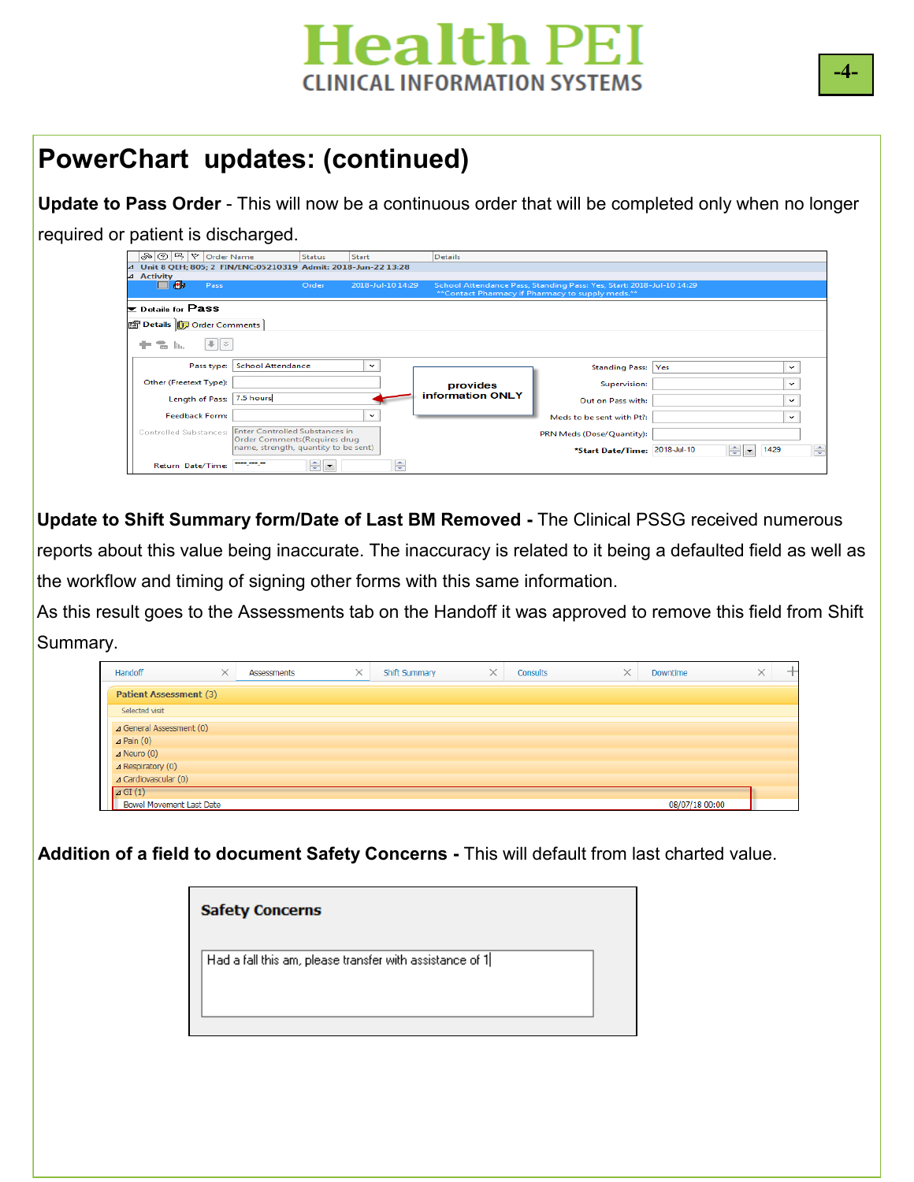## PowerChart updates: (continued)

**Update to Pass Order** - This will now be a continuous order that will be completed only when no longer required or patient is discharged.

**Update to Shift Summary form/Date of Last BM Removed -** The Clinical PSSG received numerous reports about this value being inaccurate. The inaccuracy is related to it being a defaulted field as well as the workflow and timing of signing other forms with this same information.

As this result goes to the Assessments tab on the Handoff it was approved to remove this field from Shift Summary.

**Addition of a field to document Safety Concerns -** This will default from last charted value.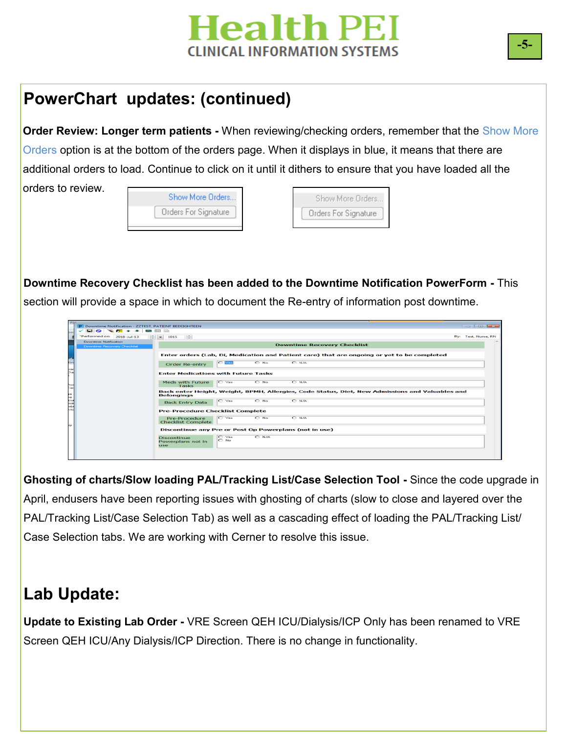## PowerChart updates: (continued)

**Order Review: Longer term patients -** When reviewing/checking orders, remember that the Show More Orders option is at the bottom of the orders page. When it displays in blue, it means that there are additional orders to load. Continue to click on it until it dithers to ensure that you have loaded all the orders to review.

**Downtime Recovery Checklist has been added to the Downtime Notification PowerForm -** This section will provide a space in which to document the Re-entry of information post downtime.

**Ghosting of charts/Slow loading PAL/Tracking List/Case Selection Tool -** Since the code upgrade in April, endusers have been reporting issues with ghosting of charts (slow to close and layered over the PAL/Tracking List/Case Selection Tab) as well as a cascading effect of loading the PAL/Tracking List/ Case Selection tabs. We are working with Cerner to resolve this issue.

## Lab Update:

**Update to Existing Lab Order -** VRE Screen QEH ICU/Dialysis/ICP Only has been renamed to VRE Screen QEH ICU/Any Dialysis/ICP Direction. There is no change in functionality.